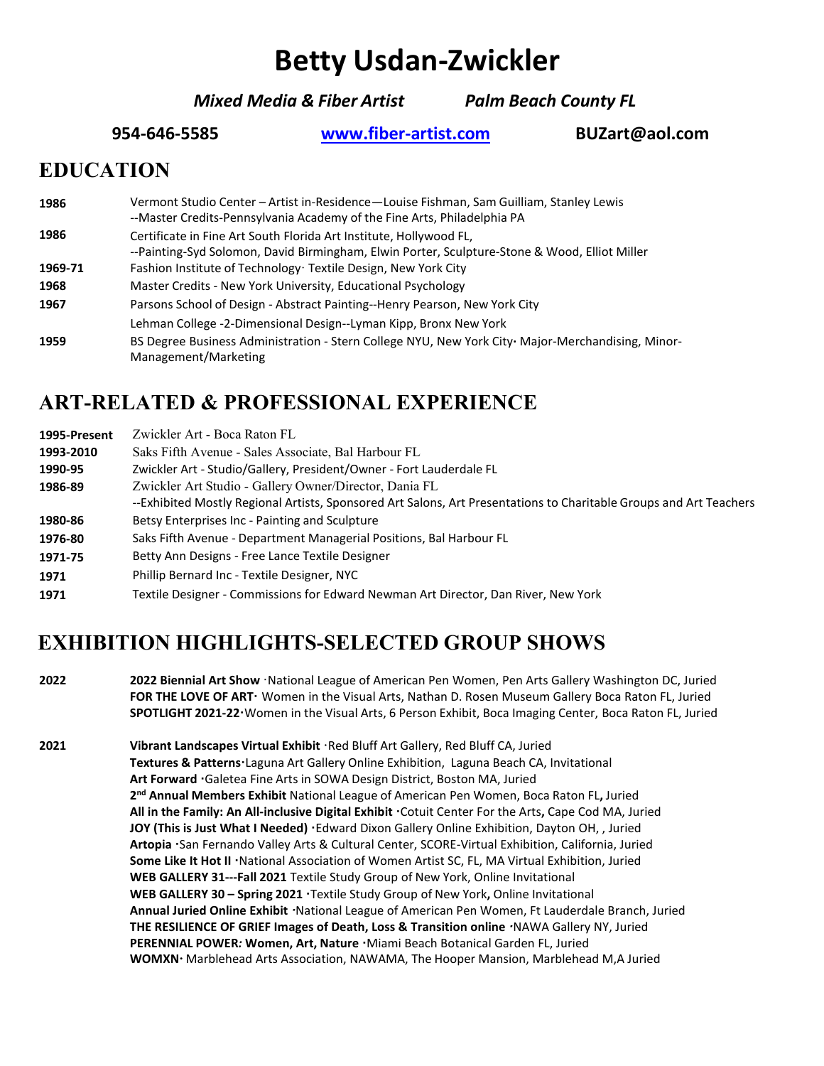# Betty Usdan-Zwickler

***Mixed Media & Fiber Artist*** ***Palm Beach County FL***

**954-646-5585** **www.fiber-artist.com** **BUZart@aol.com**

## EDUCATION

| | |
|---|---|
| **1986** | Vermont Studio Center – Artist in-Residence—Louise Fishman, Sam Guilliam, Stanley Lewis<br>--Master Credits-Pennsylvania Academy of the Fine Arts, Philadelphia PA |
| **1986** | Certificate in Fine Art South Florida Art Institute, Hollywood FL,<br>--Painting-Syd Solomon, David Birmingham, Elwin Porter, Sculpture-Stone & Wood, Elliot Miller |
| **1969-71** | Fashion Institute of Technology· Textile Design, New York City |
| **1968** | Master Credits - New York University, Educational Psychology |
| **1967** | Parsons School of Design - Abstract Painting--Henry Pearson, New York City |
| | Lehman College -2-Dimensional Design--Lyman Kipp, Bronx New York |
| **1959** | BS Degree Business Administration - Stern College NYU, New York City· Major-Merchandising, Minor-Management/Marketing |

## ART-RELATED & PROFESSIONAL EXPERIENCE

| | |
|---|---|
| **1995-Present** | Zwickler Art - Boca Raton FL |
| **1993-2010** | Saks Fifth Avenue - Sales Associate, Bal Harbour FL |
| **1990-95** | Zwickler Art - Studio/Gallery, President/Owner - Fort Lauderdale FL |
| **1986-89** | Zwickler Art Studio - Gallery Owner/Director, Dania FL<br>--Exhibited Mostly Regional Artists, Sponsored Art Salons, Art Presentations to Charitable Groups and Art Teachers |
| **1980-86** | Betsy Enterprises Inc - Painting and Sculpture |
| **1976-80** | Saks Fifth Avenue - Department Managerial Positions, Bal Harbour FL |
| **1971-75** | Betty Ann Designs - Free Lance Textile Designer |
| **1971** | Phillip Bernard Inc - Textile Designer, NYC |
| **1971** | Textile Designer - Commissions for Edward Newman Art Director, Dan River, New York |

## EXHIBITION HIGHLIGHTS-SELECTED GROUP SHOWS

**2022**

**2022 Biennial Art Show** ·National League of American Pen Women, Pen Arts Gallery Washington DC, Juried
**FOR THE LOVE OF ART·** Women in the Visual Arts, Nathan D. Rosen Museum Gallery Boca Raton FL, Juried
**SPOTLIGHT 2021-22·**Women in the Visual Arts, 6 Person Exhibit, Boca Imaging Center, Boca Raton FL, Juried

**2021**

**Vibrant Landscapes Virtual Exhibit** ·Red Bluff Art Gallery, Red Bluff CA, Juried
**Textures & Patterns**·Laguna Art Gallery Online Exhibition, Laguna Beach CA, Invitational
**Art Forward** ·Galetea Fine Arts in SOWA Design District, Boston MA, Juried
**2nd Annual Members Exhibit** National League of American Pen Women, Boca Raton FL**,** Juried
**All in the Family: An All-inclusive Digital Exhibit ·**Cotuit Center For the Arts**,** Cape Cod MA, Juried
**JOY (This is Just What I Needed) ·**Edward Dixon Gallery Online Exhibition, Dayton OH, , Juried
**Artopia ·**San Fernando Valley Arts & Cultural Center, SCORE-Virtual Exhibition, California, Juried
**Some Like It Hot II ·**National Association of Women Artist SC, FL, MA Virtual Exhibition, Juried
**WEB GALLERY 31---Fall 2021** Textile Study Group of New York, Online Invitational
**WEB GALLERY 30 – Spring 2021 ·**Textile Study Group of New York**,** Online Invitational
**Annual Juried Online Exhibit ·**National League of American Pen Women, Ft Lauderdale Branch, Juried
**THE RESILIENCE OF GRIEF Images of Death, Loss & Transition online ·**NAWA Gallery NY, Juried
**PERENNIAL POWER*:* Women, Art, Nature ·**Miami Beach Botanical Garden FL, Juried
**WOMXN·** Marblehead Arts Association, NAWAMA, The Hooper Mansion, Marblehead M,A Juried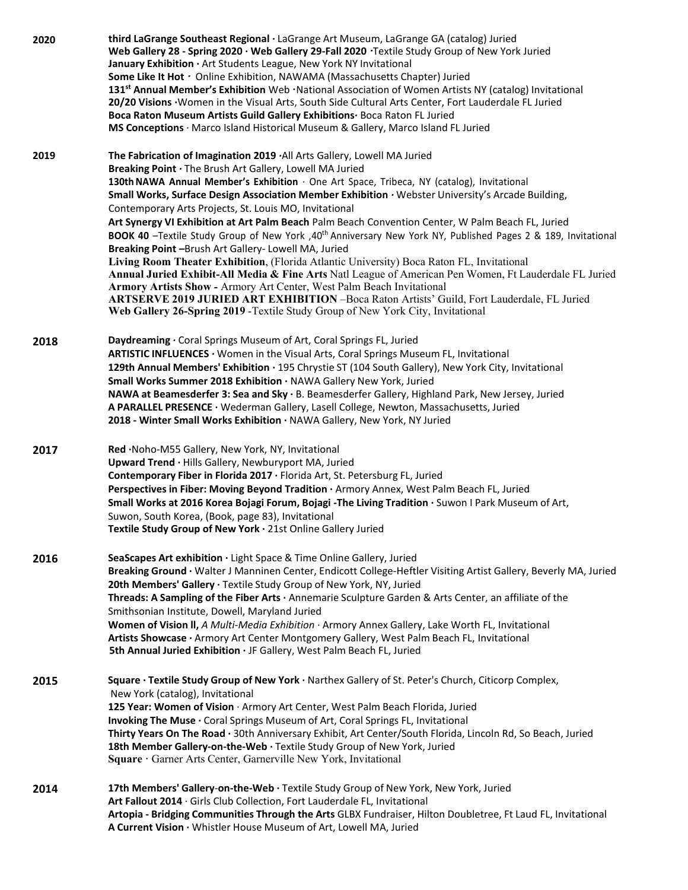**2020**

**third LaGrange Southeast Regional ·** LaGrange Art Museum, LaGrange GA (catalog) Juried
**Web Gallery 28 - Spring 2020 · Web Gallery 29-Fall 2020 ·**Textile Study Group of New York Juried
**January Exhibition ·** Art Students League, New York NY Invitational
**Some Like It Hot ·** Online Exhibition, NAWAMA (Massachusetts Chapter) Juried
**131st Annual Member's Exhibition** Web ·National Association of Women Artists NY (catalog) Invitational
**20/20 Visions ·**Women in the Visual Arts, South Side Cultural Arts Center, Fort Lauderdale FL Juried
**Boca Raton Museum Artists Guild Gallery Exhibitions·** Boca Raton FL Juried
**MS Conceptions** · Marco Island Historical Museum & Gallery, Marco Island FL Juried

**2019**

**The Fabrication of Imagination 2019 ·**All Arts Gallery, Lowell MA Juried
**Breaking Point ·** The Brush Art Gallery, Lowell MA Juried
**130th NAWA Annual Member's Exhibition** · One Art Space, Tribeca, NY (catalog), Invitational
**Small Works, Surface Design Association Member Exhibition ·** Webster University's Arcade Building, Contemporary Arts Projects, St. Louis MO, Invitational
**Art Synergy VI Exhibition at Art Palm Beach** Palm Beach Convention Center, W Palm Beach FL, Juried
**BOOK 40** –Textile Study Group of New York ,40th Anniversary New York NY, Published Pages 2 & 189, Invitational
**Breaking Point –**Brush Art Gallery- Lowell MA, Juried
**Living Room Theater Exhibition**, (Florida Atlantic University) Boca Raton FL, Invitational
**Annual Juried Exhibit-All Media & Fine Arts** Natl League of American Pen Women, Ft Lauderdale FL Juried
**Armory Artists Show -** Armory Art Center, West Palm Beach Invitational
**ARTSERVE 2019 JURIED ART EXHIBITION** –Boca Raton Artists' Guild, Fort Lauderdale, FL Juried
**Web Gallery 26-Spring 2019** -Textile Study Group of New York City, Invitational

**2018**

**Daydreaming ·** Coral Springs Museum of Art, Coral Springs FL, Juried
**ARTISTIC INFLUENCES ·** Women in the Visual Arts, Coral Springs Museum FL, Invitational
**129th Annual Members' Exhibition ·** 195 Chrystie ST (104 South Gallery), New York City, Invitational
**Small Works Summer 2018 Exhibition ·** NAWA Gallery New York, Juried
**NAWA at Beamesderfer 3: Sea and Sky ·** B. Beamesderfer Gallery, Highland Park, New Jersey, Juried
**A PARALLEL PRESENCE ·** Wederman Gallery, Lasell College, Newton, Massachusetts, Juried
**2018 - Winter Small Works Exhibition ·** NAWA Gallery, New York, NY Juried

**2017**

**Red ·**Noho-M55 Gallery, New York, NY, Invitational
**Upward Trend ·** Hills Gallery, Newburyport MA, Juried
**Contemporary Fiber in Florida 2017 ·** Florida Art, St. Petersburg FL, Juried
**Perspectives in Fiber: Moving Beyond Tradition ·** Armory Annex, West Palm Beach FL, Juried
**Small Works at 2016 Korea Bojagi Forum, Bojagi -The Living Tradition ·** Suwon I Park Museum of Art, Suwon, South Korea, (Book, page 83), Invitational
**Textile Study Group of New York ·** 21st Online Gallery Juried

**2016**

**SeaScapes Art exhibition ·** Light Space & Time Online Gallery, Juried
**Breaking Ground ·** Walter J Manninen Center, Endicott College-Heftler Visiting Artist Gallery, Beverly MA, Juried
**20th Members' Gallery ·** Textile Study Group of New York, NY, Juried
**Threads: A Sampling of the Fiber Arts ·** Annemarie Sculpture Garden & Arts Center, an affiliate of the Smithsonian Institute, Dowell, Maryland Juried
**Women of Vision ll,** *A Multi-Media Exhibition* · Armory Annex Gallery, Lake Worth FL, Invitational
**Artists Showcase ·** Armory Art Center Montgomery Gallery, West Palm Beach FL, Invitational
**5th Annual Juried Exhibition ·** JF Gallery, West Palm Beach FL, Juried

**2015**

**Square · Textile Study Group of New York ·** Narthex Gallery of St. Peter's Church, Citicorp Complex, New York (catalog), Invitational
**125 Year: Women of Vision** · Armory Art Center, West Palm Beach Florida, Juried
**Invoking The Muse ·** Coral Springs Museum of Art, Coral Springs FL, Invitational
**Thirty Years On The Road ·** 30th Anniversary Exhibit, Art Center/South Florida, Lincoln Rd, So Beach, Juried
**18th Member Gallery-on-the-Web ·** Textile Study Group of New York, Juried
**Square** · Garner Arts Center, Garnerville New York, Invitational

**2014**

**17th Members' Gallery-on-the-Web ·** Textile Study Group of New York, New York, Juried
**Art Fallout 2014** · Girls Club Collection, Fort Lauderdale FL, Invitational
**Artopia - Bridging Communities Through the Arts** GLBX Fundraiser, Hilton Doubletree, Ft Laud FL, Invitational
**A Current Vision ·** Whistler House Museum of Art, Lowell MA, Juried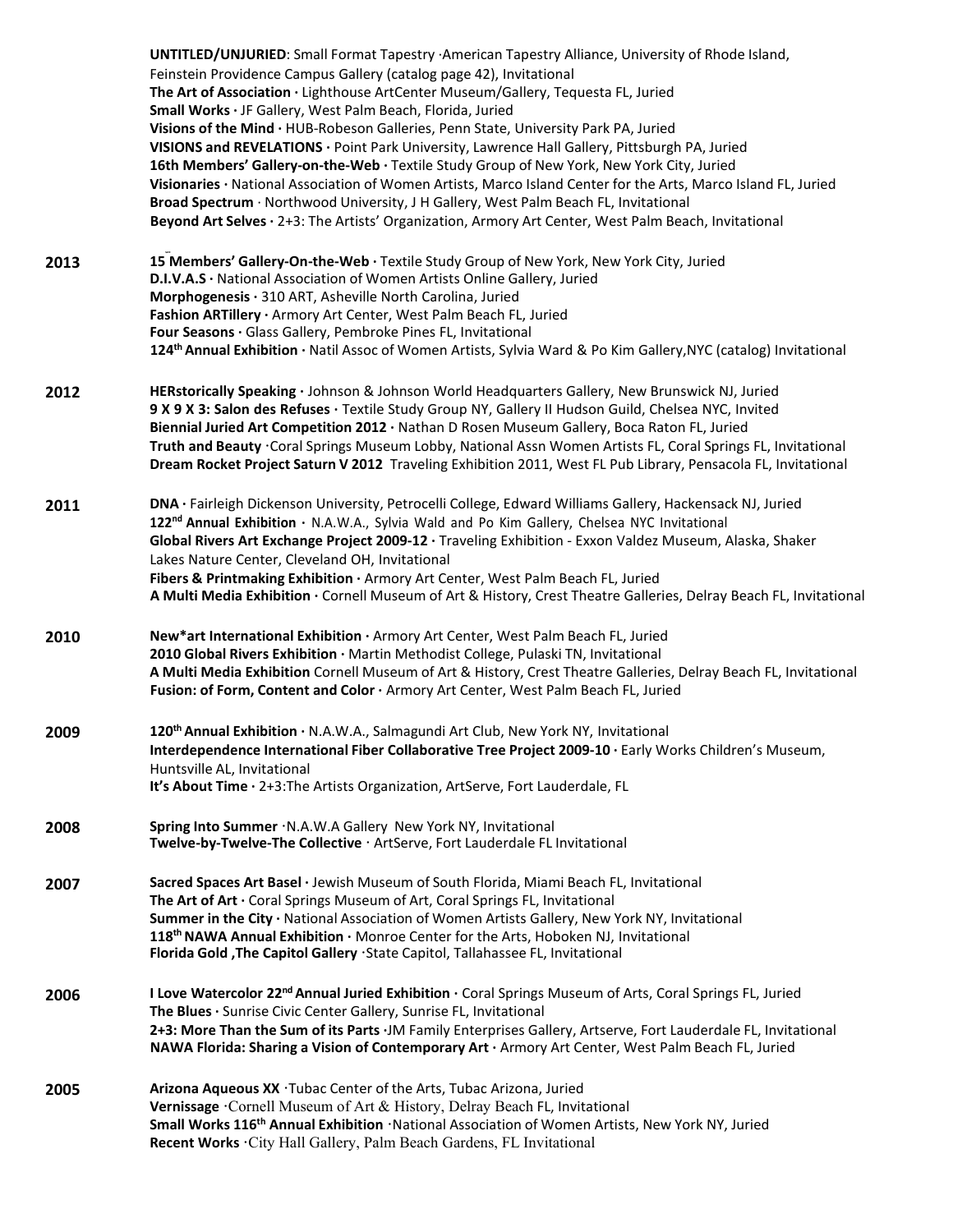**UNTITLED/UNJURIED**: Small Format Tapestry ·American Tapestry Alliance, University of Rhode Island, Feinstein Providence Campus Gallery (catalog page 42), Invitational
**The Art of Association ·** Lighthouse ArtCenter Museum/Gallery, Tequesta FL, Juried
**Small Works ·** JF Gallery, West Palm Beach, Florida, Juried
**Visions of the Mind ·** HUB-Robeson Galleries, Penn State, University Park PA, Juried
**VISIONS and REVELATIONS ·** Point Park University, Lawrence Hall Gallery, Pittsburgh PA, Juried
**16th Members' Gallery-on-the-Web ·** Textile Study Group of New York, New York City, Juried
**Visionaries ·** National Association of Women Artists, Marco Island Center for the Arts, Marco Island FL, Juried
**Broad Spectrum** · Northwood University, J H Gallery, West Palm Beach FL, Invitational
**Beyond Art Selves ·** 2+3: The Artists' Organization, Armory Art Center, West Palm Beach, Invitational

**2013**
**15 Members' Gallery-On-the-Web ·** Textile Study Group of New York, New York City, Juried
**D.I.V.A.S ·** National Association of Women Artists Online Gallery, Juried
**Morphogenesis ·** 310 ART, Asheville North Carolina, Juried
**Fashion ARTillery ·** Armory Art Center, West Palm Beach FL, Juried
**Four Seasons ·** Glass Gallery, Pembroke Pines FL, Invitational
**124th Annual Exhibition ·** Natil Assoc of Women Artists, Sylvia Ward & Po Kim Gallery,NYC (catalog) Invitational

**2012**
**HERstorically Speaking ·** Johnson & Johnson World Headquarters Gallery, New Brunswick NJ, Juried
**9 X 9 X 3: Salon des Refuses ·** Textile Study Group NY, Gallery II Hudson Guild, Chelsea NYC, Invited
**Biennial Juried Art Competition 2012 ·** Nathan D Rosen Museum Gallery, Boca Raton FL, Juried
**Truth and Beauty** ·Coral Springs Museum Lobby, National Assn Women Artists FL, Coral Springs FL, Invitational
**Dream Rocket Project Saturn V 2012** Traveling Exhibition 2011, West FL Pub Library, Pensacola FL, Invitational

**2011**
**DNA ·** Fairleigh Dickenson University, Petrocelli College, Edward Williams Gallery, Hackensack NJ, Juried
**122nd Annual Exhibition ·** N.A.W.A., Sylvia Wald and Po Kim Gallery, Chelsea NYC Invitational
**Global Rivers Art Exchange Project 2009-12 ·** Traveling Exhibition - Exxon Valdez Museum, Alaska, Shaker Lakes Nature Center, Cleveland OH, Invitational
**Fibers & Printmaking Exhibition ·** Armory Art Center, West Palm Beach FL, Juried
**A Multi Media Exhibition ·** Cornell Museum of Art & History, Crest Theatre Galleries, Delray Beach FL, Invitational

**2010**
**New*art International Exhibition ·** Armory Art Center, West Palm Beach FL, Juried
**2010 Global Rivers Exhibition ·** Martin Methodist College, Pulaski TN, Invitational
**A Multi Media Exhibition** Cornell Museum of Art & History, Crest Theatre Galleries, Delray Beach FL, Invitational
**Fusion: of Form, Content and Color ·** Armory Art Center, West Palm Beach FL, Juried

**2009**
**120th Annual Exhibition ·** N.A.W.A., Salmagundi Art Club, New York NY, Invitational
**Interdependence International Fiber Collaborative Tree Project 2009-10 ·** Early Works Children's Museum, Huntsville AL, Invitational
**It's About Time ·** 2+3:The Artists Organization, ArtServe, Fort Lauderdale, FL

**2008**
**Spring Into Summer** ·N.A.W.A Gallery New York NY, Invitational
**Twelve-by-Twelve-The Collective** · ArtServe, Fort Lauderdale FL Invitational

**2007**
**Sacred Spaces Art Basel ·** Jewish Museum of South Florida, Miami Beach FL, Invitational
**The Art of Art ·** Coral Springs Museum of Art, Coral Springs FL, Invitational
**Summer in the City ·** National Association of Women Artists Gallery, New York NY, Invitational
**118th NAWA Annual Exhibition ·** Monroe Center for the Arts, Hoboken NJ, Invitational
**Florida Gold ,The Capitol Gallery** ·State Capitol, Tallahassee FL, Invitational

**2006**
**I Love Watercolor 22nd Annual Juried Exhibition ·** Coral Springs Museum of Arts, Coral Springs FL, Juried
**The Blues ·** Sunrise Civic Center Gallery, Sunrise FL, Invitational
**2+3: More Than the Sum of its Parts ·**JM Family Enterprises Gallery, Artserve, Fort Lauderdale FL, Invitational
**NAWA Florida: Sharing a Vision of Contemporary Art ·** Armory Art Center, West Palm Beach FL, Juried

**2005**
**Arizona Aqueous XX** ·Tubac Center of the Arts, Tubac Arizona, Juried
**Vernissage** ·Cornell Museum of Art & History, Delray Beach FL, Invitational
**Small Works 116th Annual Exhibition** ·National Association of Women Artists, New York NY, Juried
**Recent Works** ·City Hall Gallery, Palm Beach Gardens, FL Invitational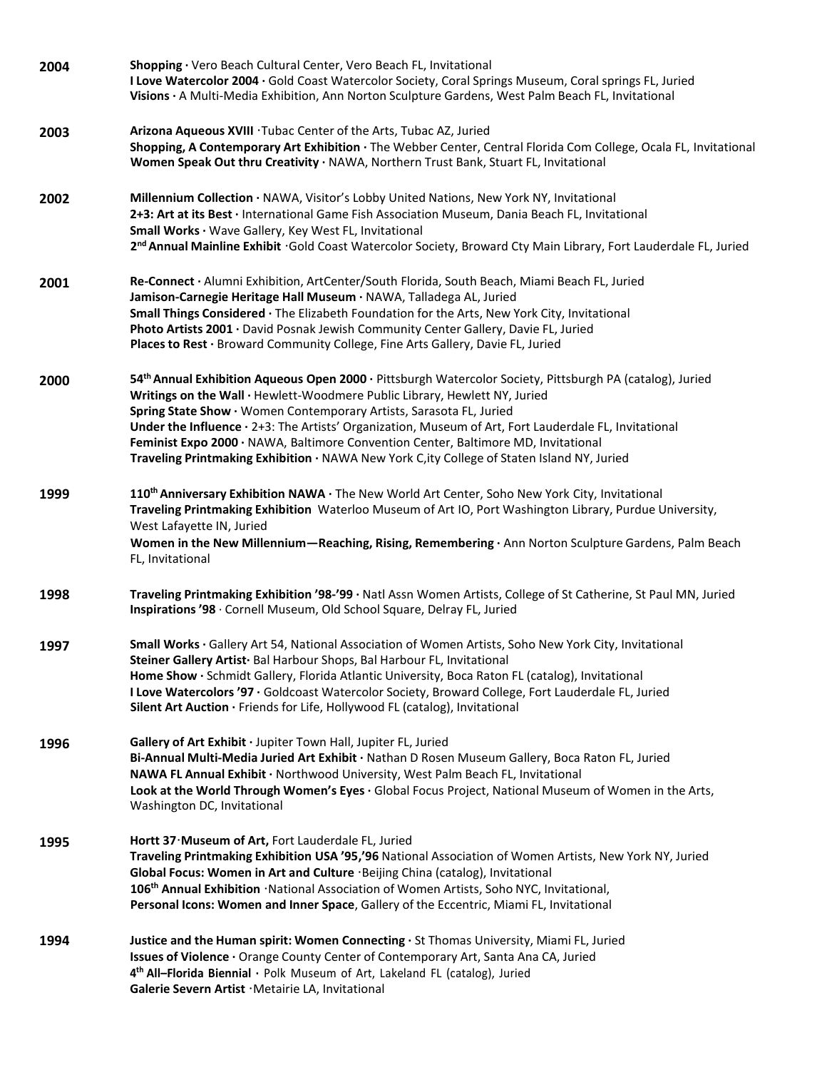**2004**

**Shopping ·** Vero Beach Cultural Center, Vero Beach FL, Invitational
**I Love Watercolor 2004 ·** Gold Coast Watercolor Society, Coral Springs Museum, Coral springs FL, Juried
**Visions ·** A Multi-Media Exhibition, Ann Norton Sculpture Gardens, West Palm Beach FL, Invitational

**2003**

**Arizona Aqueous XVIII** ·Tubac Center of the Arts, Tubac AZ, Juried
**Shopping, A Contemporary Art Exhibition ·** The Webber Center, Central Florida Com College, Ocala FL, Invitational
**Women Speak Out thru Creativity ·** NAWA, Northern Trust Bank, Stuart FL, Invitational

**2002**

**Millennium Collection ·** NAWA, Visitor's Lobby United Nations, New York NY, Invitational
**2+3: Art at its Best ·** International Game Fish Association Museum, Dania Beach FL, Invitational
**Small Works ·** Wave Gallery, Key West FL, Invitational
**2nd Annual Mainline Exhibit** ·Gold Coast Watercolor Society, Broward Cty Main Library, Fort Lauderdale FL, Juried

**2001**

**Re-Connect ·** Alumni Exhibition, ArtCenter/South Florida, South Beach, Miami Beach FL, Juried
**Jamison-Carnegie Heritage Hall Museum ·** NAWA, Talladega AL, Juried
**Small Things Considered ·** The Elizabeth Foundation for the Arts, New York City, Invitational
**Photo Artists 2001 ·** David Posnak Jewish Community Center Gallery, Davie FL, Juried
**Places to Rest ·** Broward Community College, Fine Arts Gallery, Davie FL, Juried

**2000**

**54th Annual Exhibition Aqueous Open 2000 ·** Pittsburgh Watercolor Society, Pittsburgh PA (catalog), Juried
**Writings on the Wall ·** Hewlett-Woodmere Public Library, Hewlett NY, Juried
**Spring State Show ·** Women Contemporary Artists, Sarasota FL, Juried
**Under the Influence ·** 2+3: The Artists' Organization, Museum of Art, Fort Lauderdale FL, Invitational
**Feminist Expo 2000 ·** NAWA, Baltimore Convention Center, Baltimore MD, Invitational
**Traveling Printmaking Exhibition ·** NAWA New York C,ity College of Staten Island NY, Juried

**1999**

**110th Anniversary Exhibition NAWA ·** The New World Art Center, Soho New York City, Invitational
**Traveling Printmaking Exhibition** Waterloo Museum of Art IO, Port Washington Library, Purdue University, West Lafayette IN, Juried
**Women in the New Millennium—Reaching, Rising, Remembering ·** Ann Norton Sculpture Gardens, Palm Beach FL, Invitational

**1998**

**Traveling Printmaking Exhibition '98-'99 ·** Natl Assn Women Artists, College of St Catherine, St Paul MN, Juried
**Inspirations '98** · Cornell Museum, Old School Square, Delray FL, Juried

**1997**

**Small Works ·** Gallery Art 54, National Association of Women Artists, Soho New York City, Invitational
**Steiner Gallery Artist·** Bal Harbour Shops, Bal Harbour FL, Invitational
**Home Show ·** Schmidt Gallery, Florida Atlantic University, Boca Raton FL (catalog), Invitational
**I Love Watercolors '97 ·** Goldcoast Watercolor Society, Broward College, Fort Lauderdale FL, Juried
**Silent Art Auction ·** Friends for Life, Hollywood FL (catalog), Invitational

**1996**

**Gallery of Art Exhibit ·** Jupiter Town Hall, Jupiter FL, Juried
**Bi-Annual Multi-Media Juried Art Exhibit ·** Nathan D Rosen Museum Gallery, Boca Raton FL, Juried
**NAWA FL Annual Exhibit ·** Northwood University, West Palm Beach FL, Invitational
**Look at the World Through Women's Eyes ·** Global Focus Project, National Museum of Women in the Arts, Washington DC, Invitational

**1995**

**Hortt 37·Museum of Art,** Fort Lauderdale FL, Juried
**Traveling Printmaking Exhibition USA '95,'96** National Association of Women Artists, New York NY, Juried
**Global Focus: Women in Art and Culture** ·Beijing China (catalog), Invitational
**106th Annual Exhibition** ·National Association of Women Artists, Soho NYC, Invitational,
**Personal Icons: Women and Inner Space**, Gallery of the Eccentric, Miami FL, Invitational

**1994**

**Justice and the Human spirit: Women Connecting ·** St Thomas University, Miami FL, Juried
**Issues of Violence ·** Orange County Center of Contemporary Art, Santa Ana CA, Juried
**4th All–Florida Biennial ·** Polk Museum of Art, Lakeland FL (catalog), Juried
**Galerie Severn Artist** ·Metairie LA, Invitational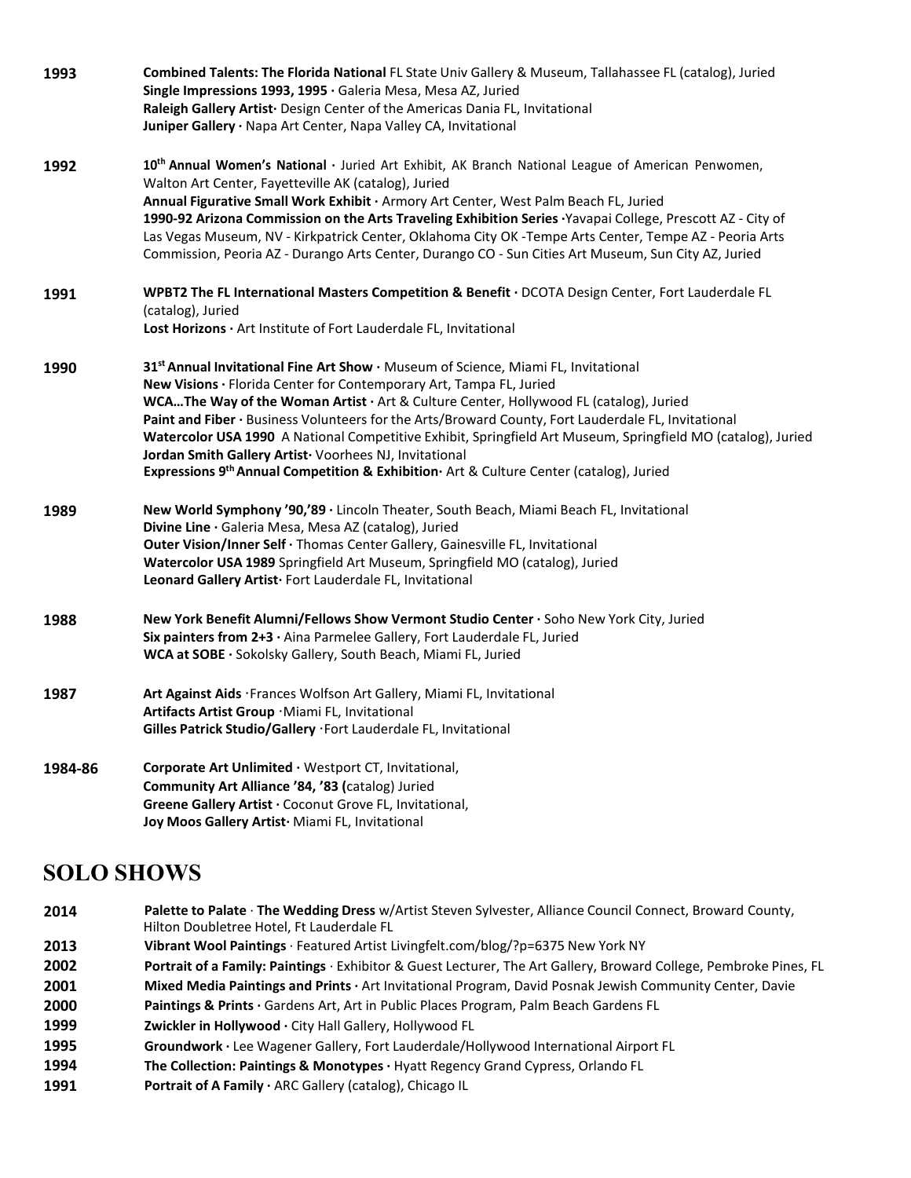**1993**

**Combined Talents: The Florida National** FL State Univ Gallery & Museum, Tallahassee FL (catalog), Juried
**Single Impressions 1993, 1995 ·** Galeria Mesa, Mesa AZ, Juried
**Raleigh Gallery Artist·** Design Center of the Americas Dania FL, Invitational
**Juniper Gallery ·** Napa Art Center, Napa Valley CA, Invitational

**1992**

**10th Annual Women's National ·** Juried Art Exhibit, AK Branch National League of American Penwomen, Walton Art Center, Fayetteville AK (catalog), Juried
**Annual Figurative Small Work Exhibit ·** Armory Art Center, West Palm Beach FL, Juried
**1990-92 Arizona Commission on the Arts Traveling Exhibition Series ·**Yavapai College, Prescott AZ - City of Las Vegas Museum, NV - Kirkpatrick Center, Oklahoma City OK -Tempe Arts Center, Tempe AZ - Peoria Arts Commission, Peoria AZ - Durango Arts Center, Durango CO - Sun Cities Art Museum, Sun City AZ, Juried

**1991**

**WPBT2 The FL International Masters Competition & Benefit ·** DCOTA Design Center, Fort Lauderdale FL (catalog), Juried
**Lost Horizons ·** Art Institute of Fort Lauderdale FL, Invitational

**1990**

**31st Annual Invitational Fine Art Show ·** Museum of Science, Miami FL, Invitational
**New Visions ·** Florida Center for Contemporary Art, Tampa FL, Juried
**WCA…The Way of the Woman Artist ·** Art & Culture Center, Hollywood FL (catalog), Juried
**Paint and Fiber ·** Business Volunteers for the Arts/Broward County, Fort Lauderdale FL, Invitational
**Watercolor USA 1990** A National Competitive Exhibit, Springfield Art Museum, Springfield MO (catalog), Juried
**Jordan Smith Gallery Artist·** Voorhees NJ, Invitational
**Expressions 9th Annual Competition & Exhibition·** Art & Culture Center (catalog), Juried

**1989**

**New World Symphony '90,'89 ·** Lincoln Theater, South Beach, Miami Beach FL, Invitational
**Divine Line ·** Galeria Mesa, Mesa AZ (catalog), Juried
**Outer Vision/Inner Self ·** Thomas Center Gallery, Gainesville FL, Invitational
**Watercolor USA 1989** Springfield Art Museum, Springfield MO (catalog), Juried
**Leonard Gallery Artist·** Fort Lauderdale FL, Invitational

**1988**

**New York Benefit Alumni/Fellows Show Vermont Studio Center ·** Soho New York City, Juried
**Six painters from 2+3 ·** Aina Parmelee Gallery, Fort Lauderdale FL, Juried
**WCA at SOBE ·** Sokolsky Gallery, South Beach, Miami FL, Juried

**1987**

**Art Against Aids** ·Frances Wolfson Art Gallery, Miami FL, Invitational
**Artifacts Artist Group** ·Miami FL, Invitational
**Gilles Patrick Studio/Gallery** ·Fort Lauderdale FL, Invitational

**1984-86**

**Corporate Art Unlimited ·** Westport CT, Invitational,
**Community Art Alliance '84, '83 (**catalog) Juried
**Greene Gallery Artist ·** Coconut Grove FL, Invitational,
**Joy Moos Gallery Artist·** Miami FL, Invitational

## SOLO SHOWS

**2014** **Palette to Palate** · **The Wedding Dress** w/Artist Steven Sylvester, Alliance Council Connect, Broward County, Hilton Doubletree Hotel, Ft Lauderdale FL
**2013** **Vibrant Wool Paintings** · Featured Artist Livingfelt.com/blog/?p=6375 New York NY
**2002** **Portrait of a Family: Paintings** · Exhibitor & Guest Lecturer, The Art Gallery, Broward College, Pembroke Pines, FL
**2001** **Mixed Media Paintings and Prints ·** Art Invitational Program, David Posnak Jewish Community Center, Davie
**2000** **Paintings & Prints ·** Gardens Art, Art in Public Places Program, Palm Beach Gardens FL
**1999** **Zwickler in Hollywood ·** City Hall Gallery, Hollywood FL
**1995** **Groundwork ·** Lee Wagener Gallery, Fort Lauderdale/Hollywood International Airport FL
**1994** **The Collection: Paintings & Monotypes ·** Hyatt Regency Grand Cypress, Orlando FL
**1991** **Portrait of A Family ·** ARC Gallery (catalog), Chicago IL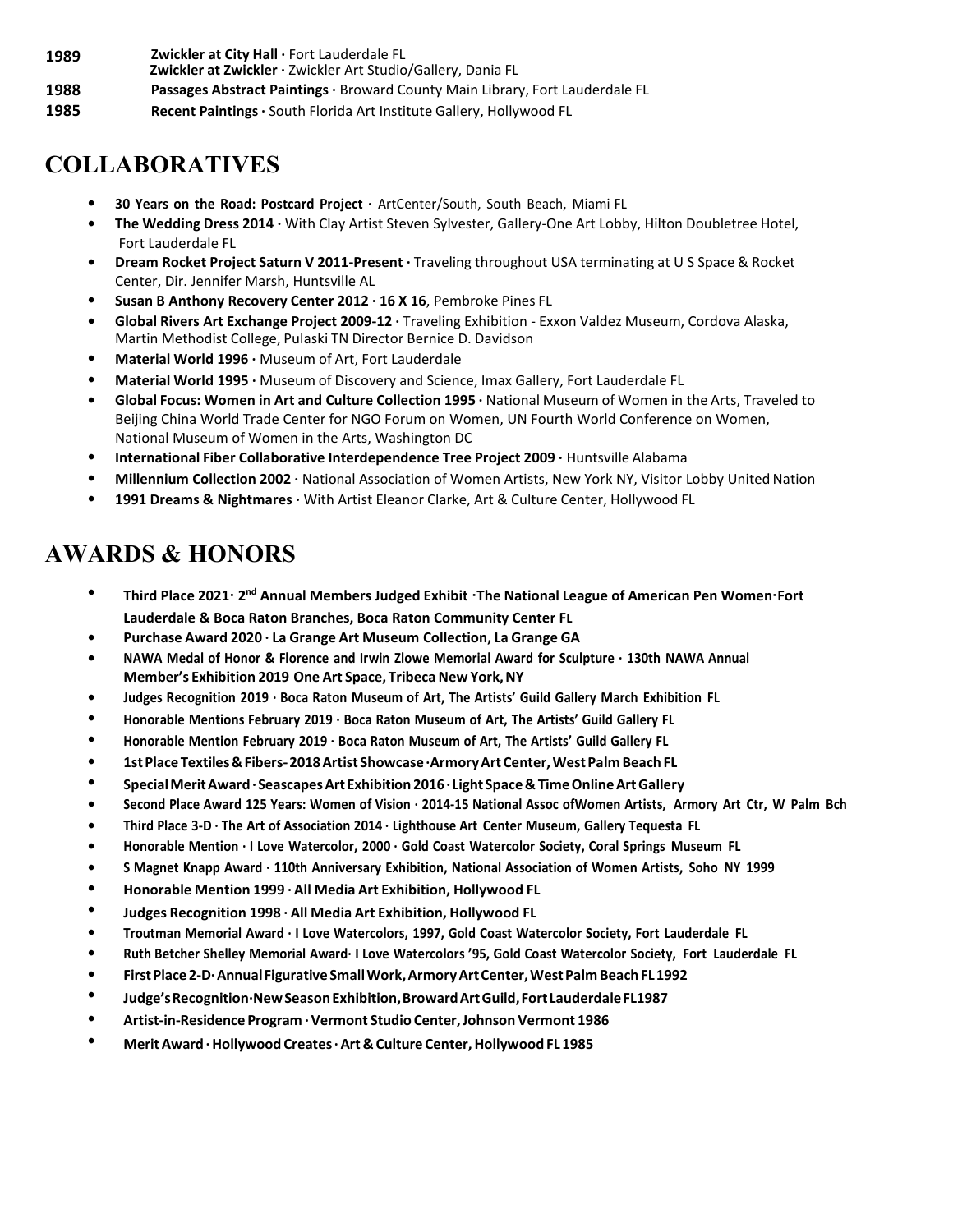**1989** **Zwickler at City Hall ·** Fort Lauderdale FL
**Zwickler at Zwickler ·** Zwickler Art Studio/Gallery, Dania FL

**1988** **Passages Abstract Paintings ·** Broward County Main Library, Fort Lauderdale FL

**1985** **Recent Paintings ·** South Florida Art Institute Gallery, Hollywood FL

## COLLABORATIVES

- **30 Years on the Road: Postcard Project ·** ArtCenter/South, South Beach, Miami FL
- **The Wedding Dress 2014 ·** With Clay Artist Steven Sylvester, Gallery-One Art Lobby, Hilton Doubletree Hotel, Fort Lauderdale FL
- **Dream Rocket Project Saturn V 2011-Present ·** Traveling throughout USA terminating at U S Space & Rocket Center, Dir. Jennifer Marsh, Huntsville AL
- **Susan B Anthony Recovery Center 2012 · 16 X 16**, Pembroke Pines FL
- **Global Rivers Art Exchange Project 2009-12 ·** Traveling Exhibition - Exxon Valdez Museum, Cordova Alaska, Martin Methodist College, Pulaski TN Director Bernice D. Davidson
- **Material World 1996 ·** Museum of Art, Fort Lauderdale
- **Material World 1995 ·** Museum of Discovery and Science, Imax Gallery, Fort Lauderdale FL
- **Global Focus: Women in Art and Culture Collection 1995 ·** National Museum of Women in the Arts, Traveled to Beijing China World Trade Center for NGO Forum on Women, UN Fourth World Conference on Women, National Museum of Women in the Arts, Washington DC
- **International Fiber Collaborative Interdependence Tree Project 2009 ·** Huntsville Alabama
- **Millennium Collection 2002 ·** National Association of Women Artists, New York NY, Visitor Lobby United Nation
- **1991 Dreams & Nightmares ·** With Artist Eleanor Clarke, Art & Culture Center, Hollywood FL

## AWARDS & HONORS

- **Third Place 2021· 2nd Annual Members Judged Exhibit ·The National League of American Pen Women·Fort Lauderdale & Boca Raton Branches, Boca Raton Community Center FL**
- **Purchase Award 2020 · La Grange Art Museum Collection, La Grange GA**
- **NAWA Medal of Honor & Florence and Irwin Zlowe Memorial Award for Sculpture · 130th NAWA Annual Member's Exhibition 2019 One Art Space, Tribeca New York, NY**
- **Judges Recognition 2019 · Boca Raton Museum of Art, The Artists' Guild Gallery March Exhibition FL**
- **Honorable Mentions February 2019 · Boca Raton Museum of Art, The Artists' Guild Gallery FL**
- **Honorable Mention February 2019 · Boca Raton Museum of Art, The Artists' Guild Gallery FL**
- **1st Place Textiles & Fibers- 2018 Artist Showcase ·Armory Art Center, West Palm Beach FL**
- **Special Merit Award · Seascapes Art Exhibition 2016 · Light Space & Time Online Art Gallery**
- **Second Place Award 125 Years: Women of Vision · 2014-15 National Assoc ofWomen Artists, Armory Art Ctr, W Palm Bch**
- **Third Place 3-D · The Art of Association 2014 · Lighthouse Art Center Museum, Gallery Tequesta FL**
- **Honorable Mention · I Love Watercolor, 2000 · Gold Coast Watercolor Society, Coral Springs Museum FL**
- **S Magnet Knapp Award · 110th Anniversary Exhibition, National Association of Women Artists, Soho NY 1999**
- **Honorable Mention 1999 · All Media Art Exhibition, Hollywood FL**
- **Judges Recognition 1998 · All Media Art Exhibition, Hollywood FL**
- **Troutman Memorial Award · I Love Watercolors, 1997, Gold Coast Watercolor Society, Fort Lauderdale FL**
- **Ruth Betcher Shelley Memorial Award· I Love Watercolors '95, Gold Coast Watercolor Society, Fort Lauderdale FL**
- **First Place 2-D· Annual Figurative Small Work, Armory Art Center, West Palm Beach FL 1992**
- **Judge's Recognition·New Season Exhibition, Broward Art Guild, Fort Lauderdale FL1987**
- **Artist-in-Residence Program · Vermont Studio Center, Johnson Vermont 1986**
- **Merit Award · Hollywood Creates · Art & Culture Center, Hollywood FL 1985**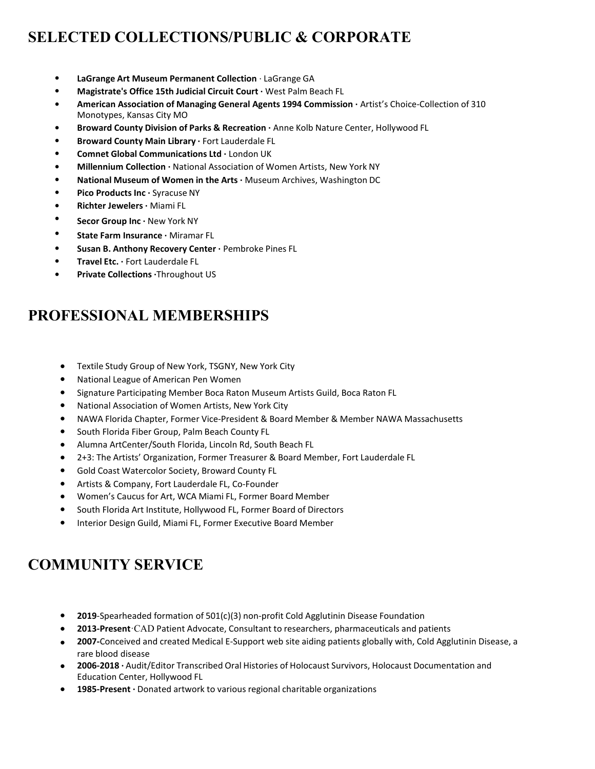## SELECTED COLLECTIONS/PUBLIC & CORPORATE

- **LaGrange Art Museum Permanent Collection** · LaGrange GA
- **Magistrate's Office 15th Judicial Circuit Court ·** West Palm Beach FL
- **American Association of Managing General Agents 1994 Commission ·** Artist's Choice-Collection of 310 Monotypes, Kansas City MO
- **Broward County Division of Parks & Recreation ·** Anne Kolb Nature Center, Hollywood FL
- **Broward County Main Library ·** Fort Lauderdale FL
- **Comnet Global Communications Ltd ·** London UK
- **Millennium Collection ·** National Association of Women Artists, New York NY
- **National Museum of Women in the Arts ·** Museum Archives, Washington DC
- **Pico Products Inc ·** Syracuse NY
- **Richter Jewelers ·** Miami FL
- **Secor Group Inc ·** New York NY
- **State Farm Insurance ·** Miramar FL
- **Susan B. Anthony Recovery Center ·** Pembroke Pines FL
- **Travel Etc. ·** Fort Lauderdale FL
- **Private Collections ·**Throughout US

## PROFESSIONAL MEMBERSHIPS

- Textile Study Group of New York, TSGNY, New York City
- National League of American Pen Women
- Signature Participating Member Boca Raton Museum Artists Guild, Boca Raton FL
- National Association of Women Artists, New York City
- NAWA Florida Chapter, Former Vice-President & Board Member & Member NAWA Massachusetts
- South Florida Fiber Group, Palm Beach County FL
- Alumna ArtCenter/South Florida, Lincoln Rd, South Beach FL
- 2+3: The Artists' Organization, Former Treasurer & Board Member, Fort Lauderdale FL
- Gold Coast Watercolor Society, Broward County FL
- Artists & Company, Fort Lauderdale FL, Co-Founder
- Women's Caucus for Art, WCA Miami FL, Former Board Member
- South Florida Art Institute, Hollywood FL, Former Board of Directors
- Interior Design Guild, Miami FL, Former Executive Board Member

## COMMUNITY SERVICE

- **2019**-Spearheaded formation of 501(c)(3) non-profit Cold Agglutinin Disease Foundation
- **2013-Present**·CAD Patient Advocate, Consultant to researchers, pharmaceuticals and patients
- **2007-**Conceived and created Medical E-Support web site aiding patients globally with, Cold Agglutinin Disease, a rare blood disease
- **2006-2018 ·** Audit/Editor Transcribed Oral Histories of Holocaust Survivors, Holocaust Documentation and Education Center, Hollywood FL
- **1985-Present ·** Donated artwork to various regional charitable organizations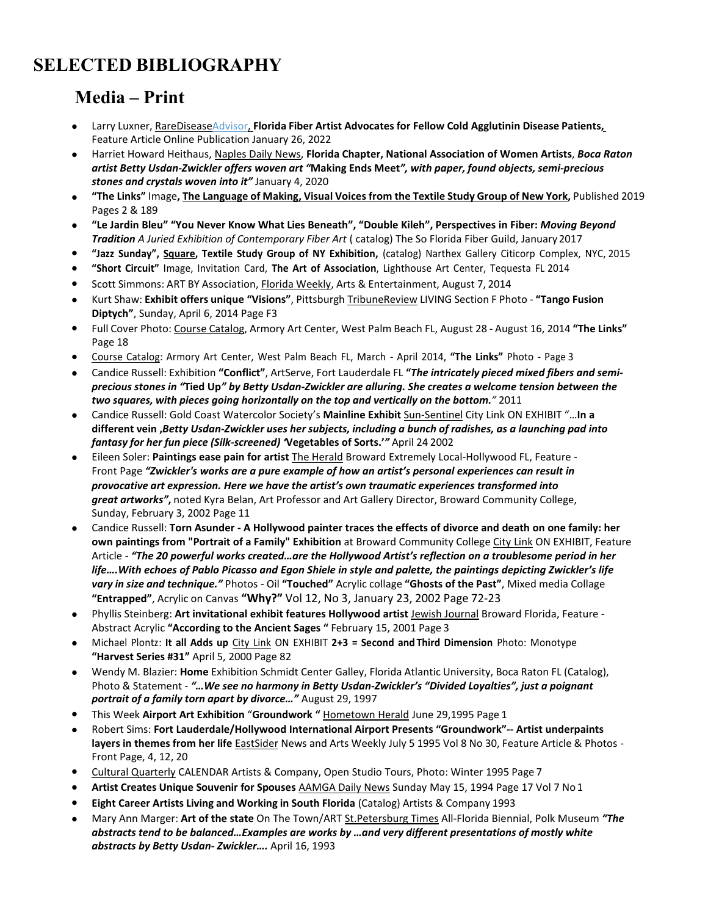# SELECTED BIBLIOGRAPHY

## Media – Print

- Larry Luxner, RareDiseaseAdvisor, **Florida Fiber Artist Advocates for Fellow Cold Agglutinin Disease Patients,** Feature Article Online Publication January 26, 2022
- Harriet Howard Heithaus, Naples Daily News, **Florida Chapter, National Association of Women Artists**, ***Boca Raton artist Betty Usdan-Zwickler offers woven art "*Making Ends Meet*", with paper, found objects, semi-precious stones and crystals woven into it"*** January 4, 2020
- **"The Links"** Image**, The Language of Making, Visual Voices from the Textile Study Group of New York,** Published 2019 Pages 2 & 189
- **"Le Jardin Bleu" "You Never Know What Lies Beneath", "Double Kileh", Perspectives in Fiber:** ***Moving Beyond Tradition*** *A Juried Exhibition of Contemporary Fiber Art* ( catalog) The So Florida Fiber Guild, January 2017
- **"Jazz Sunday", Square, Textile Study Group of NY Exhibition,** (catalog) Narthex Gallery Citicorp Complex, NYC, 2015
- **"Short Circuit"** Image, Invitation Card, **The Art of Association**, Lighthouse Art Center, Tequesta FL 2014
- Scott Simmons: ART BY Association, Florida Weekly, Arts & Entertainment, August 7, 2014
- Kurt Shaw: **Exhibit offers unique "Visions"**, Pittsburgh TribuneReview LIVING Section F Photo - **"Tango Fusion Diptych"**, Sunday, April 6, 2014 Page F3
- Full Cover Photo: Course Catalog, Armory Art Center, West Palm Beach FL, August 28 - August 16, 2014 **"The Links"** Page 18
- Course Catalog: Armory Art Center, West Palm Beach FL, March - April 2014, **"The Links"** Photo - Page 3
- Candice Russell: Exhibition **"Conflict"**, ArtServe, Fort Lauderdale FL ***"The intricately pieced mixed fibers and semi-precious stones in "*Tied Up*" by Betty Usdan-Zwickler are alluring. She creates a welcome tension between the two squares, with pieces going horizontally on the top and vertically on the bottom."*** 2011
- Candice Russell: Gold Coast Watercolor Society's **Mainline Exhibit** Sun-Sentinel City Link ON EXHIBIT "…**In a different vein ,*Betty Usdan-Zwickler uses her subjects, including a bunch of radishes, as a launching pad into fantasy for her fun piece (Silk-screened) '*Vegetables of Sorts.'*"*** April 24 2002
- Eileen Soler: **Paintings ease pain for artist** The Herald Broward Extremely Local-Hollywood FL, Feature - Front Page ***"Zwickler's works are a pure example of how an artist's personal experiences can result in provocative art expression. Here we have the artist's own traumatic experiences transformed into great artworks",*** noted Kyra Belan, Art Professor and Art Gallery Director, Broward Community College, Sunday, February 3, 2002 Page 11
- Candice Russell: **Torn Asunder - A Hollywood painter traces the effects of divorce and death on one family: her own paintings from "Portrait of a Family" Exhibition** at Broward Community College City Link ON EXHIBIT, Feature Article - ***"The 20 powerful works created…are the Hollywood Artist's reflection on a troublesome period in her life….With echoes of Pablo Picasso and Egon Shiele in style and palette, the paintings depicting Zwickler's life vary in size and technique."*** Photos - Oil **"Touched"** Acrylic collage **"Ghosts of the Past"**, Mixed media Collage **"Entrapped"**, Acrylic on Canvas **"Why?"** Vol 12, No 3, January 23, 2002 Page 72-23
- Phyllis Steinberg: **Art invitational exhibit features Hollywood artist** Jewish Journal Broward Florida, Feature - Abstract Acrylic **"According to the Ancient Sages "** February 15, 2001 Page 3
- Michael Plontz: **It all Adds up** City Link ON EXHIBIT **2+3 = Second and Third Dimension** Photo: Monotype **"Harvest Series #31"** April 5, 2000 Page 82
- Wendy M. Blazier: **Home** Exhibition Schmidt Center Galley, Florida Atlantic University, Boca Raton FL (Catalog), Photo & Statement - ***"…We see no harmony in Betty Usdan-Zwickler's "Divided Loyalties", just a poignant portrait of a family torn apart by divorce…"*** August 29, 1997
- This Week **Airport Art Exhibition** "**Groundwork "** Hometown Herald June 29,1995 Page 1
- Robert Sims: **Fort Lauderdale/Hollywood International Airport Presents "Groundwork"-- Artist underpaints layers in themes from her life** EastSider News and Arts Weekly July 5 1995 Vol 8 No 30, Feature Article & Photos - Front Page, 4, 12, 20
- Cultural Quarterly CALENDAR Artists & Company, Open Studio Tours, Photo: Winter 1995 Page 7
- **Artist Creates Unique Souvenir for Spouses** AAMGA Daily News Sunday May 15, 1994 Page 17 Vol 7 No 1
- **Eight Career Artists Living and Working in South Florida** (Catalog) Artists & Company 1993
- Mary Ann Marger: **Art of the state** On The Town/ART St.Petersburg Times All-Florida Biennial, Polk Museum ***"The abstracts tend to be balanced…Examples are works by …and very different presentations of mostly white abstracts by Betty Usdan- Zwickler….*** April 16, 1993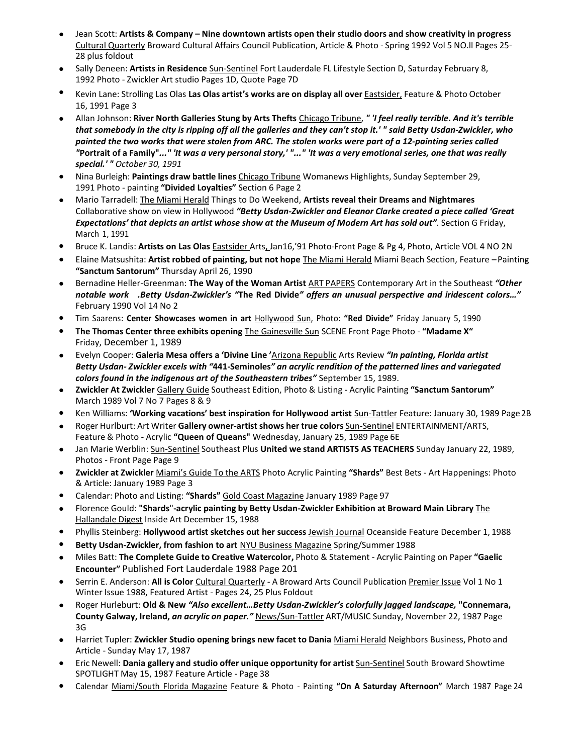- Jean Scott: **Artists & Company – Nine downtown artists open their studio doors and show creativity in progress** Cultural Quarterly Broward Cultural Affairs Council Publication, Article & Photo - Spring 1992 Vol 5 NO.ll Pages 25-28 plus foldout
- Sally Deneen: **Artists in Residence** Sun-Sentinel Fort Lauderdale FL Lifestyle Section D, Saturday February 8, 1992 Photo - Zwickler Art studio Pages 1D, Quote Page 7D
- Kevin Lane: Strolling Las Olas **Las Olas artist's works are on display all over** Eastsider, Feature & Photo October 16, 1991 Page 3
- Allan Johnson: **River North Galleries Stung by Arts Thefts** Chicago Tribune, ***" 'I feel really terrible. And it's terrible that somebody in the city is ripping off all the galleries and they can't stop it.' " said Betty Usdan-Zwickler, who painted the two works that were stolen from ARC. The stolen works were part of a 12-painting series called "*****Portrait of a Family"*****..." 'It was a very personal story,' "..." 'It was a very emotional series, one that was really special.' "*** *October 30, 1991*
- Nina Burleigh: **Paintings draw battle lines** Chicago Tribune Womanews Highlights, Sunday September 29, 1991 Photo - painting **"Divided Loyalties"** Section 6 Page 2
- Mario Tarradell: The Miami Herald Things to Do Weekend, **Artists reveal their Dreams and Nightmares** Collaborative show on view in Hollywood ***"Betty Usdan-Zwickler and Eleanor Clarke created a piece called 'Great Expectations' that depicts an artist whose show at the Museum of Modern Art has sold out"***. Section G Friday, March 1, 1991
- Bruce K. Landis: **Artists on Las Olas** Eastsider Arts, Jan16,'91 Photo-Front Page & Pg 4, Photo, Article VOL 4 NO 2N
- Elaine Matsushita: **Artist robbed of painting, but not hope** The Miami Herald Miami Beach Section, Feature – Painting **"Sanctum Santorum"** Thursday April 26, 1990
- Bernadine Heller-Greenman: **The Way of the Woman Artist** ART PAPERS Contemporary Art in the Southeast ***"Other notable work .Betty Usdan-Zwickler's "*****The Red Divide*****" offers an unusual perspective and iridescent colors…"*** February 1990 Vol 14 No 2
- Tim Saarens: **Center Showcases women in art** Hollywood Sun, Photo: **"Red Divide"** Friday January 5, 1990
- **The Thomas Center three exhibits opening** The Gainesville Sun SCENE Front Page Photo - **"Madame X"** Friday, December 1, 1989
- Evelyn Cooper: **Galeria Mesa offers a 'Divine Line '**Arizona Republic Arts Review ***"In painting, Florida artist Betty Usdan- Zwickler excels with "*****441-Seminoles*****" an acrylic rendition of the patterned lines and variegated colors found in the indigenous art of the Southeastern tribes"*** September 15, 1989.
- **Zwickler At Zwickler** Gallery Guide Southeast Edition, Photo & Listing - Acrylic Painting **"Sanctum Santorum"** March 1989 Vol 7 No 7 Pages 8 & 9
- Ken Williams: **'Working vacations' best inspiration for Hollywood artist** Sun-Tattler Feature: January 30, 1989 Page 2B
- Roger Hurlburt: Art Writer **Gallery owner-artist shows her true colors** Sun-Sentinel ENTERTAINMENT/ARTS, Feature & Photo - Acrylic **"Queen of Queans"** Wednesday, January 25, 1989 Page 6E
- Jan Marie Werblin: Sun-Sentinel Southeast Plus **United we stand ARTISTS AS TEACHERS** Sunday January 22, 1989, Photos - Front Page Page 9
- **Zwickler at Zwickler** Miami's Guide To the ARTS Photo Acrylic Painting **"Shards"** Best Bets - Art Happenings: Photo & Article: January 1989 Page 3
- Calendar: Photo and Listing: **"Shards"** Gold Coast Magazine January 1989 Page 97
- Florence Gould: **"Shards"-acrylic painting by Betty Usdan-Zwickler Exhibition at Broward Main Library** The Hallandale Digest Inside Art December 15, 1988
- Phyllis Steinberg: **Hollywood artist sketches out her success** Jewish Journal Oceanside Feature December 1, 1988
- **Betty Usdan-Zwickler, from fashion to art** NYU Business Magazine Spring/Summer 1988
- Miles Batt: **The Complete Guide to Creative Watercolor,** Photo & Statement - Acrylic Painting on Paper **"Gaelic Encounter"** Published Fort Lauderdale 1988 Page 201
- Serrin E. Anderson: **All is Color** Cultural Quarterly - A Broward Arts Council Publication Premier Issue Vol 1 No 1 Winter Issue 1988, Featured Artist - Pages 24, 25 Plus Foldout
- Roger Hurleburt: **Old & New** ***"Also excellent…Betty Usdan-Zwickler's colorfully jagged landscape,*** **"Connemara, County Galway, Ireland,** ***an acrylic on paper."*** News/Sun-Tattler ART/MUSIC Sunday, November 22, 1987 Page 3G
- Harriet Tupler: **Zwickler Studio opening brings new facet to Dania** Miami Herald Neighbors Business, Photo and Article - Sunday May 17, 1987
- Eric Newell: **Dania gallery and studio offer unique opportunity for artist** Sun-Sentinel South Broward Showtime SPOTLIGHT May 15, 1987 Feature Article - Page 38
- Calendar Miami/South Florida Magazine Feature & Photo - Painting **"On A Saturday Afternoon"** March 1987 Page 24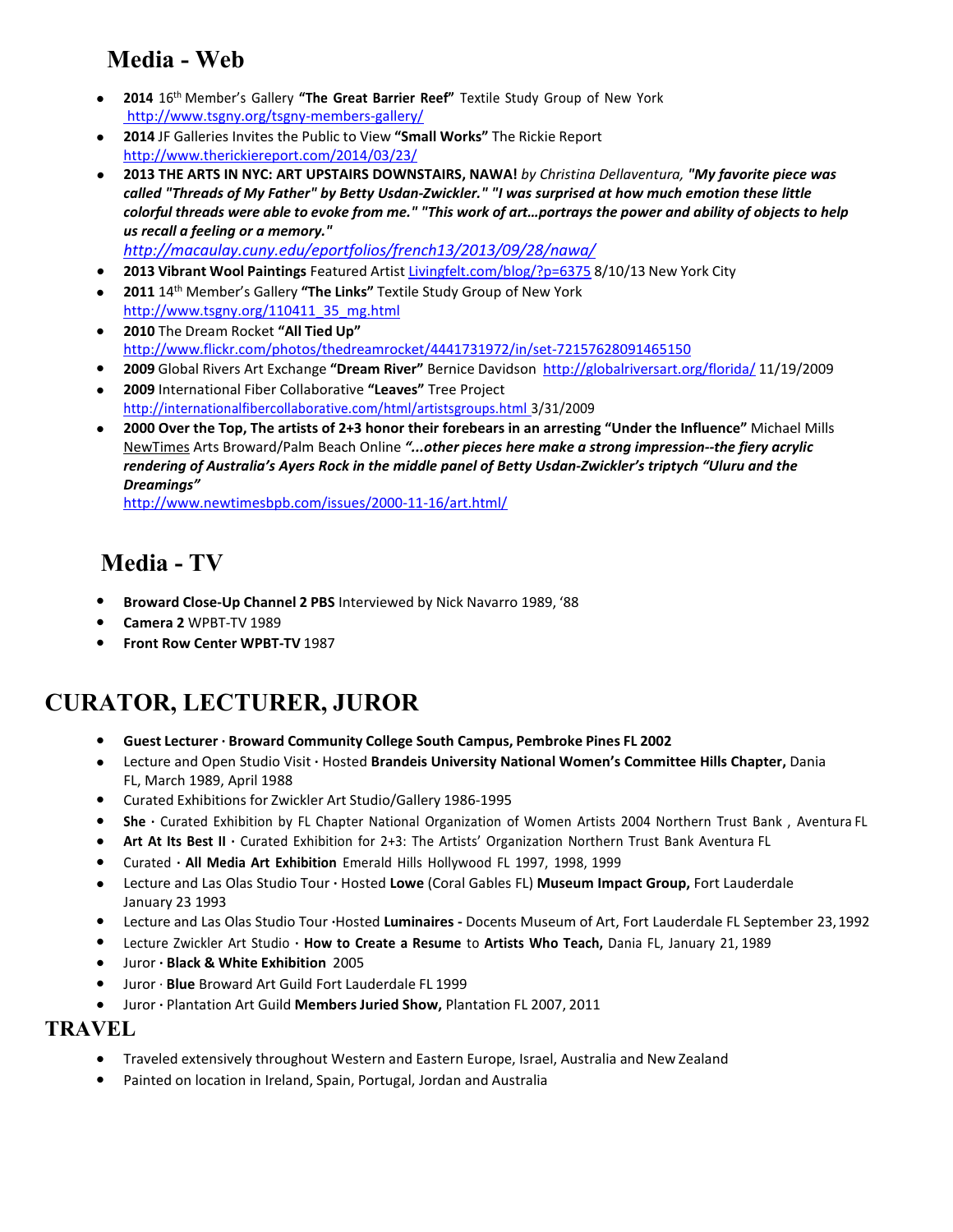## Media - Web

- **2014** 16th Member's Gallery **"The Great Barrier Reef"** Textile Study Group of New York http://www.tsgny.org/tsgny-members-gallery/
- **2014** JF Galleries Invites the Public to View **"Small Works"** The Rickie Report http://www.therickiereport.com/2014/03/23/
- **2013 THE ARTS IN NYC: ART UPSTAIRS DOWNSTAIRS, NAWA!** *by Christina Dellaventura,* ***"My favorite piece was called "Threads of My Father" by Betty Usdan-Zwickler." "I was surprised at how much emotion these little colorful threads were able to evoke from me." "This work of art…portrays the power and ability of objects to help us recall a feeling or a memory."***
  *http://macaulay.cuny.edu/eportfolios/french13/2013/09/28/nawa/*
- **2013 Vibrant Wool Paintings** Featured Artist Livingfelt.com/blog/?p=6375 8/10/13 New York City
- **2011** 14th Member's Gallery **"The Links"** Textile Study Group of New York http://www.tsgny.org/110411_35_mg.html
- **2010** The Dream Rocket **"All Tied Up"** http://www.flickr.com/photos/thedreamrocket/4441731972/in/set-72157628091465150
- **2009** Global Rivers Art Exchange **"Dream River"** Bernice Davidson http://globalriversart.org/florida/ 11/19/2009
- **2009** International Fiber Collaborative **"Leaves"** Tree Project http://internationalfibercollaborative.com/html/artistsgroups.html 3/31/2009
- **2000 Over the Top, The artists of 2+3 honor their forebears in an arresting "Under the Influence"** Michael Mills NewTimes Arts Broward/Palm Beach Online ***"...other pieces here make a strong impression--the fiery acrylic rendering of Australia's Ayers Rock in the middle panel of Betty Usdan-Zwickler's triptych "Uluru and the Dreamings"***
  http://www.newtimesbpb.com/issues/2000-11-16/art.html/

## Media - TV

- **Broward Close-Up Channel 2 PBS** Interviewed by Nick Navarro 1989, '88
- **Camera 2** WPBT-TV 1989
- **Front Row Center WPBT-TV** 1987

## CURATOR, LECTURER, JUROR

- **Guest Lecturer · Broward Community College South Campus, Pembroke Pines FL 2002**
- Lecture and Open Studio Visit · Hosted **Brandeis University National Women's Committee Hills Chapter,** Dania FL, March 1989, April 1988
- Curated Exhibitions for Zwickler Art Studio/Gallery 1986-1995
- **She ·** Curated Exhibition by FL Chapter National Organization of Women Artists 2004 Northern Trust Bank , Aventura FL
- **Art At Its Best II ·** Curated Exhibition for 2+3: The Artists' Organization Northern Trust Bank Aventura FL
- Curated **· All Media Art Exhibition** Emerald Hills Hollywood FL 1997, 1998, 1999
- Lecture and Las Olas Studio Tour **·** Hosted **Lowe** (Coral Gables FL) **Museum Impact Group,** Fort Lauderdale January 23 1993
- Lecture and Las Olas Studio Tour ·Hosted **Luminaires -** Docents Museum of Art, Fort Lauderdale FL September 23, 1992
- Lecture Zwickler Art Studio **· How to Create a Resume** to **Artists Who Teach,** Dania FL, January 21, 1989
- Juror **· Black & White Exhibition** 2005
- Juror · **Blue** Broward Art Guild Fort Lauderdale FL 1999
- Juror · Plantation Art Guild **Members Juried Show,** Plantation FL 2007, 2011

## TRAVEL

- Traveled extensively throughout Western and Eastern Europe, Israel, Australia and New Zealand
- Painted on location in Ireland, Spain, Portugal, Jordan and Australia